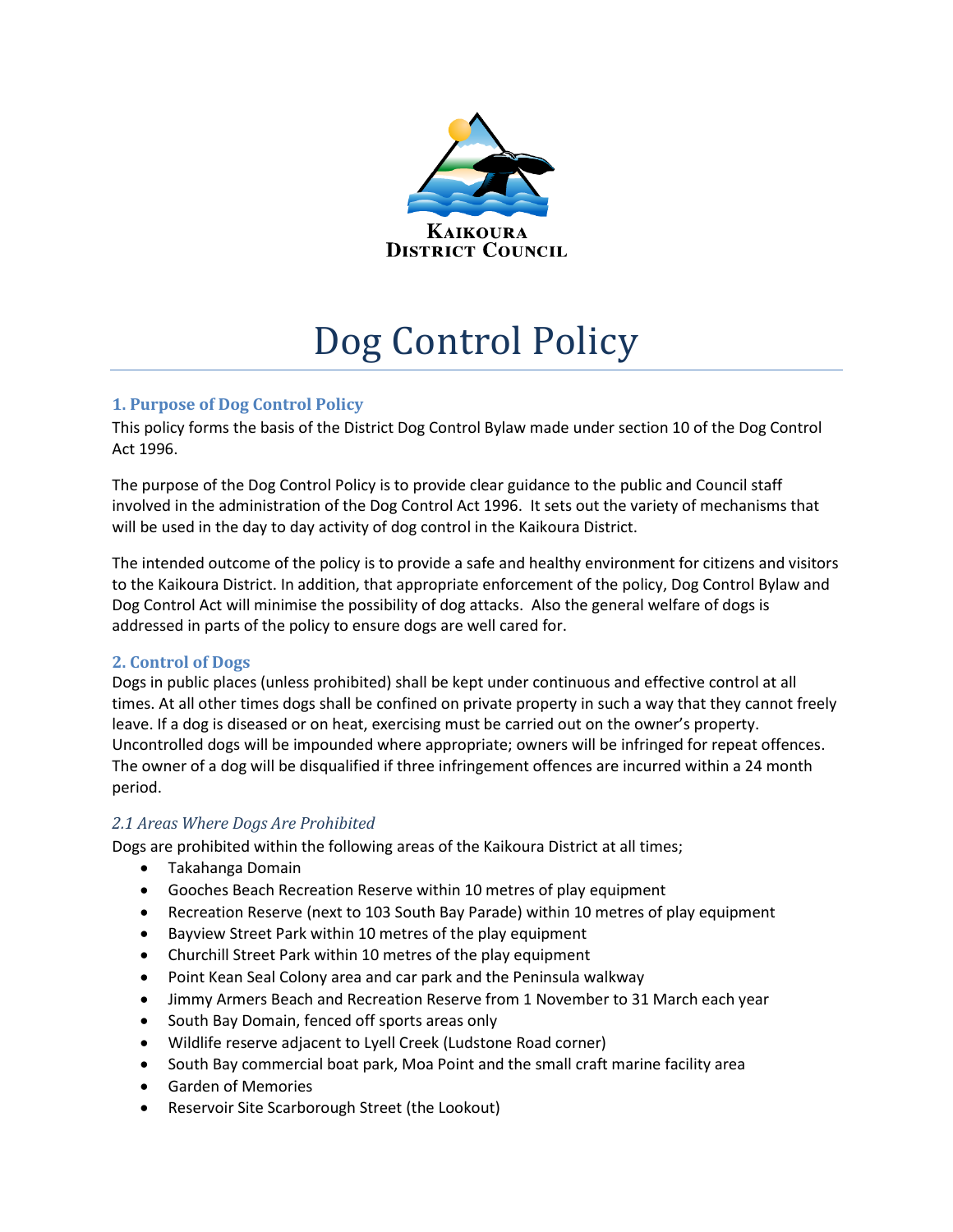# Dog Control Policy

## 1. Purpose of Dog Control Policy

This policy forms the basis of the District Dog Control Bylaw made under section 10 of the Dog Control Act 1996.

The purpose of the Dog Control Policy is to provide clear guidance to the public and Council staff involved in the administration of the Dog Control Act 1996. It sets out the variety of mechanisms that will be used in the day to day activity of dog control in the Kaikoura District.

The intended outcome of the policy is to provide a safe and healthy environment for citizens and visitors to the Kaikoura District. In addition, that appropriate enforcement of the policy, Dog Control Bylaw and Dog Control Act will minimise the possibility of dog attacks. Also the general welfare of dogs is addressed in parts of the policy to ensure dogs are well cared for.

## 2. Control of Dogs

Dogs in public places (unless prohibited) shall be kept under continuous and effective control at all times. At all other times dogs shall be confined on private property in such a way that they cannot freely leave. If a dog is diseased or on heat, exercising must be carried out on the owner's property. Uncontrolled dogs will be impounded where appropriate; owners will be infringed for repeat offences. The owner of a dog will be disqualified if three infringement offences are incurred within a 24 month period.

### *2.1 Areas Where Dogs Are Prohibited*

Dogs are prohibited within the following areas of the Kaikoura District at all times;

- Takahanga Domain
- Gooches Beach Recreation Reserve within 10 metres of play equipment
- Recreation Reserve (next to 103 South Bay Parade) within 10 metres of play equipment
- Bayview Street Park within 10 metres of the play equipment
- Churchill Street Park within 10 metres of the play equipment
- Point Kean Seal Colony area and car park and the Peninsula walkway
- Jimmy Armers Beach and Recreation Reserve from 1 November to 31 March each year
- South Bay Domain, fenced off sports areas only
- Wildlife reserve adjacent to Lyell Creek (Ludstone Road corner)
- South Bay commercial boat park, Moa Point and the small craft marine facility area
- Garden of Memories
- Reservoir Site Scarborough Street (the Lookout)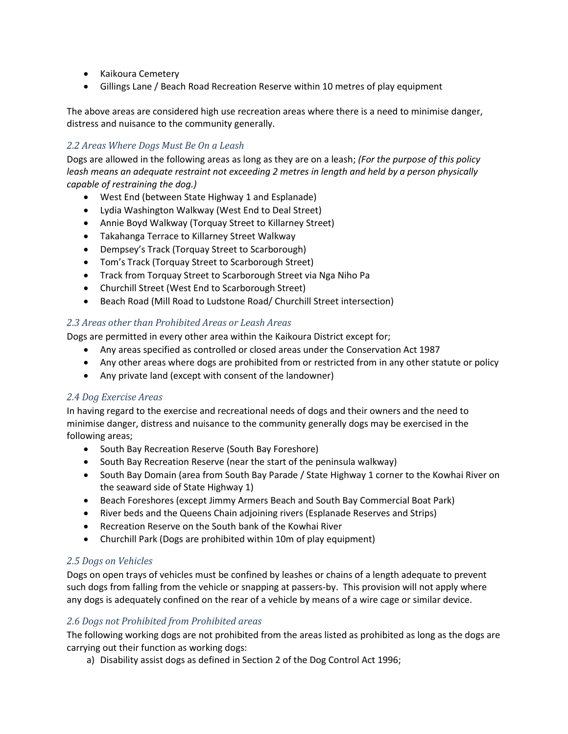- Kaikoura Cemetery
- Gillings Lane / Beach Road Recreation Reserve within 10 metres of play equipment

The above areas are considered high use recreation areas where there is a need to minimise danger, distress and nuisance to the community generally.

### *2.2 Areas Where Dogs Must Be On a Leash*

Dogs are allowed in the following areas as long as they are on a leash; *(For the purpose of this policy leash means an adequate restraint not exceeding 2 metres in length and held by a person physically capable of restraining the dog.)*

- West End (between State Highway 1 and Esplanade)
- Lydia Washington Walkway (West End to Deal Street)
- Annie Boyd Walkway (Torquay Street to Killarney Street)
- Takahanga Terrace to Killarney Street Walkway
- Dempsey's Track (Torquay Street to Scarborough)
- Tom's Track (Torquay Street to Scarborough Street)
- Track from Torquay Street to Scarborough Street via Nga Niho Pa
- Churchill Street (West End to Scarborough Street)
- Beach Road (Mill Road to Ludstone Road/ Churchill Street intersection)

### *2.3 Areas other than Prohibited Areas or Leash Areas*

Dogs are permitted in every other area within the Kaikoura District except for;

- Any areas specified as controlled or closed areas under the Conservation Act 1987
- Any other areas where dogs are prohibited from or restricted from in any other statute or policy
- Any private land (except with consent of the landowner)

### *2.4 Dog Exercise Areas*

In having regard to the exercise and recreational needs of dogs and their owners and the need to minimise danger, distress and nuisance to the community generally dogs may be exercised in the following areas;

- South Bay Recreation Reserve (South Bay Foreshore)
- South Bay Recreation Reserve (near the start of the peninsula walkway)
- South Bay Domain (area from South Bay Parade / State Highway 1 corner to the Kowhai River on the seaward side of State Highway 1)
- Beach Foreshores (except Jimmy Armers Beach and South Bay Commercial Boat Park)
- River beds and the Queens Chain adjoining rivers (Esplanade Reserves and Strips)
- Recreation Reserve on the South bank of the Kowhai River
- Churchill Park (Dogs are prohibited within 10m of play equipment)

### *2.5 Dogs on Vehicles*

Dogs on open trays of vehicles must be confined by leashes or chains of a length adequate to prevent such dogs from falling from the vehicle or snapping at passers-by. This provision will not apply where any dogs is adequately confined on the rear of a vehicle by means of a wire cage or similar device.

### *2.6 Dogs not Prohibited from Prohibited areas*

The following working dogs are not prohibited from the areas listed as prohibited as long as the dogs are carrying out their function as working dogs:

a) Disability assist dogs as defined in Section 2 of the Dog Control Act 1996;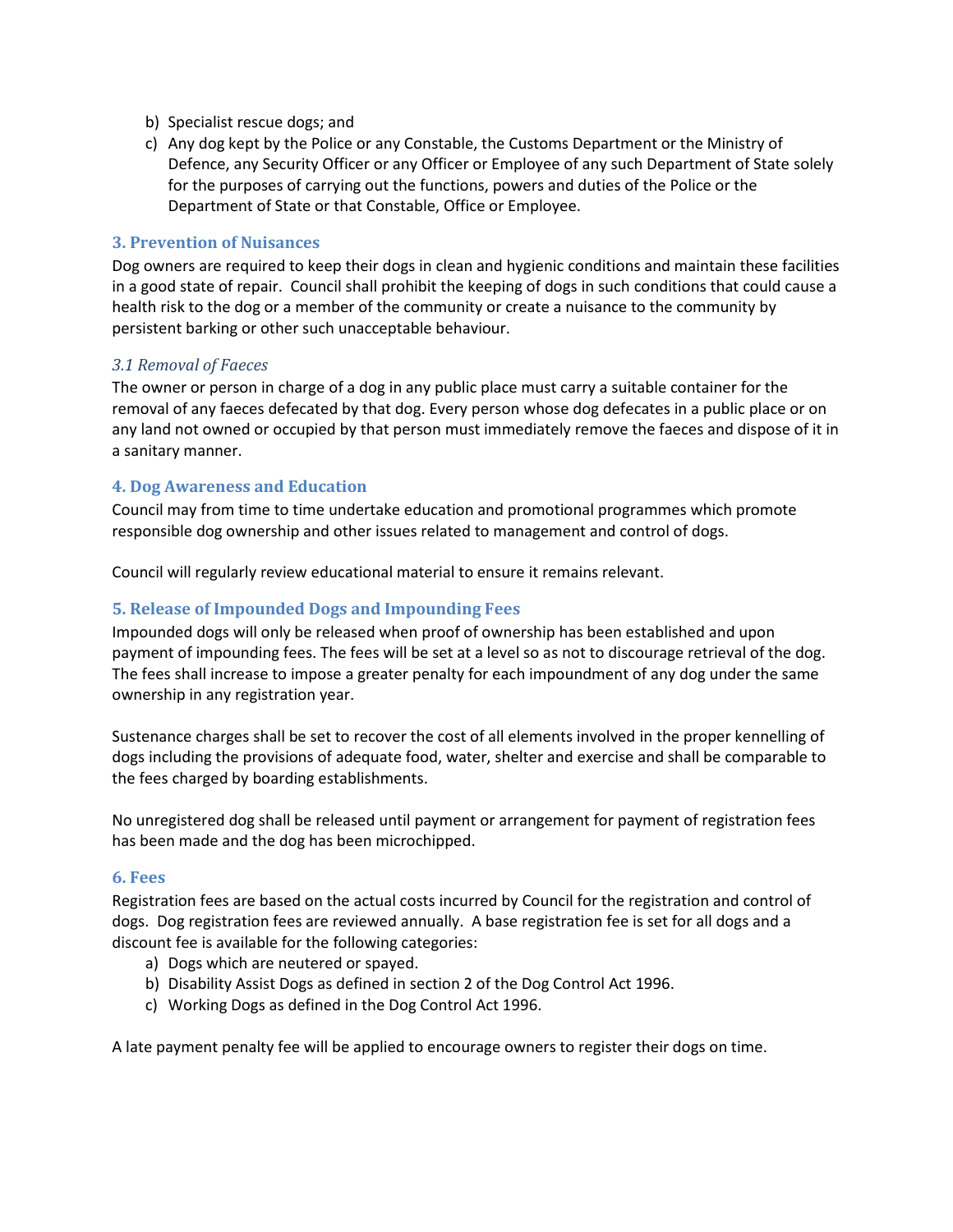b) Specialist rescue dogs; and
c) Any dog kept by the Police or any Constable, the Customs Department or the Ministry of Defence, any Security Officer or any Officer or Employee of any such Department of State solely for the purposes of carrying out the functions, powers and duties of the Police or the Department of State or that Constable, Office or Employee.

## 3. Prevention of Nuisances

Dog owners are required to keep their dogs in clean and hygienic conditions and maintain these facilities in a good state of repair. Council shall prohibit the keeping of dogs in such conditions that could cause a health risk to the dog or a member of the community or create a nuisance to the community by persistent barking or other such unacceptable behaviour.

### *3.1 Removal of Faeces*

The owner or person in charge of a dog in any public place must carry a suitable container for the removal of any faeces defecated by that dog. Every person whose dog defecates in a public place or on any land not owned or occupied by that person must immediately remove the faeces and dispose of it in a sanitary manner.

## 4. Dog Awareness and Education

Council may from time to time undertake education and promotional programmes which promote responsible dog ownership and other issues related to management and control of dogs.

Council will regularly review educational material to ensure it remains relevant.

## 5. Release of Impounded Dogs and Impounding Fees

Impounded dogs will only be released when proof of ownership has been established and upon payment of impounding fees. The fees will be set at a level so as not to discourage retrieval of the dog. The fees shall increase to impose a greater penalty for each impoundment of any dog under the same ownership in any registration year.

Sustenance charges shall be set to recover the cost of all elements involved in the proper kennelling of dogs including the provisions of adequate food, water, shelter and exercise and shall be comparable to the fees charged by boarding establishments.

No unregistered dog shall be released until payment or arrangement for payment of registration fees has been made and the dog has been microchipped.

## 6. Fees

Registration fees are based on the actual costs incurred by Council for the registration and control of dogs. Dog registration fees are reviewed annually. A base registration fee is set for all dogs and a discount fee is available for the following categories:

a) Dogs which are neutered or spayed.
b) Disability Assist Dogs as defined in section 2 of the Dog Control Act 1996.
c) Working Dogs as defined in the Dog Control Act 1996.

A late payment penalty fee will be applied to encourage owners to register their dogs on time.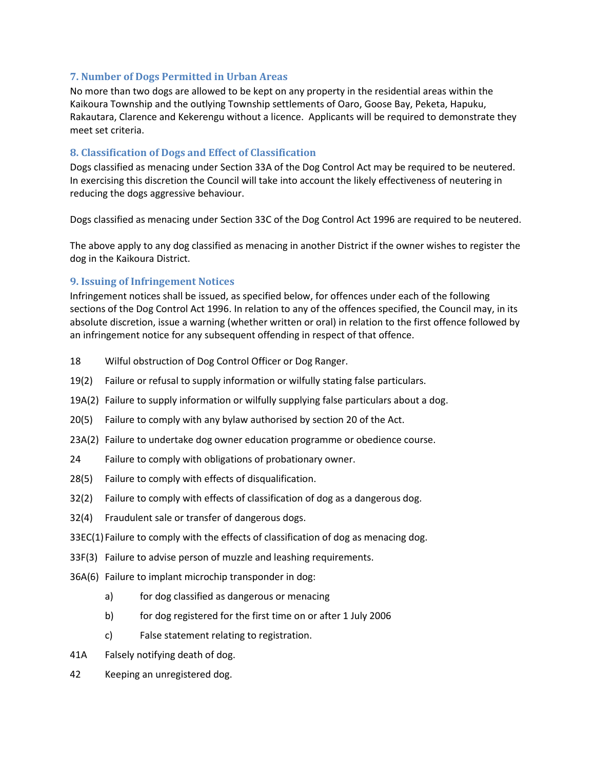## 7. Number of Dogs Permitted in Urban Areas

No more than two dogs are allowed to be kept on any property in the residential areas within the Kaikoura Township and the outlying Township settlements of Oaro, Goose Bay, Peketa, Hapuku, Rakautara, Clarence and Kekerengu without a licence. Applicants will be required to demonstrate they meet set criteria.

## 8. Classification of Dogs and Effect of Classification

Dogs classified as menacing under Section 33A of the Dog Control Act may be required to be neutered. In exercising this discretion the Council will take into account the likely effectiveness of neutering in reducing the dogs aggressive behaviour.

Dogs classified as menacing under Section 33C of the Dog Control Act 1996 are required to be neutered.

The above apply to any dog classified as menacing in another District if the owner wishes to register the dog in the Kaikoura District.

## 9. Issuing of Infringement Notices

Infringement notices shall be issued, as specified below, for offences under each of the following sections of the Dog Control Act 1996. In relation to any of the offences specified, the Council may, in its absolute discretion, issue a warning (whether written or oral) in relation to the first offence followed by an infringement notice for any subsequent offending in respect of that offence.

- 18 Wilful obstruction of Dog Control Officer or Dog Ranger.
- 19(2) Failure or refusal to supply information or wilfully stating false particulars.
- 19A(2) Failure to supply information or wilfully supplying false particulars about a dog.
- 20(5) Failure to comply with any bylaw authorised by section 20 of the Act.
- 23A(2) Failure to undertake dog owner education programme or obedience course.
- 24 Failure to comply with obligations of probationary owner.
- 28(5) Failure to comply with effects of disqualification.
- 32(2) Failure to comply with effects of classification of dog as a dangerous dog.
- 32(4) Fraudulent sale or transfer of dangerous dogs.
- 33EC(1) Failure to comply with the effects of classification of dog as menacing dog.
- 33F(3) Failure to advise person of muzzle and leashing requirements.
- 36A(6) Failure to implant microchip transponder in dog:
  - a) for dog classified as dangerous or menacing
  - b) for dog registered for the first time on or after 1 July 2006
  - c) False statement relating to registration.
- 41A Falsely notifying death of dog.
- 42 Keeping an unregistered dog.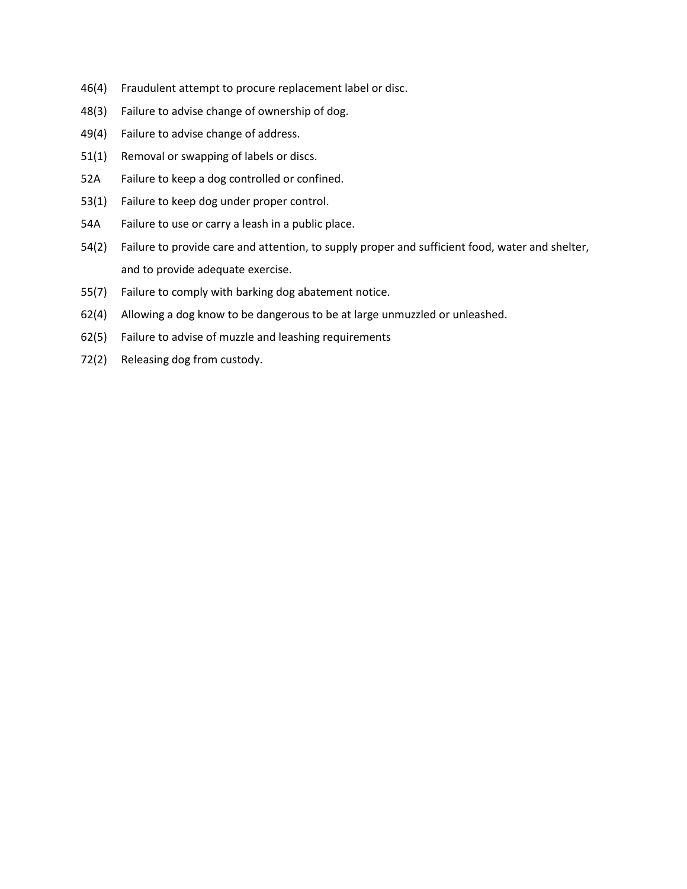| | |
|---|---|
| 46(4) | Fraudulent attempt to procure replacement label or disc. |
| 48(3) | Failure to advise change of ownership of dog. |
| 49(4) | Failure to advise change of address. |
| 51(1) | Removal or swapping of labels or discs. |
| 52A | Failure to keep a dog controlled or confined. |
| 53(1) | Failure to keep dog under proper control. |
| 54A | Failure to use or carry a leash in a public place. |
| 54(2) | Failure to provide care and attention, to supply proper and sufficient food, water and shelter, and to provide adequate exercise. |
| 55(7) | Failure to comply with barking dog abatement notice. |
| 62(4) | Allowing a dog know to be dangerous to be at large unmuzzled or unleashed. |
| 62(5) | Failure to advise of muzzle and leashing requirements |
| 72(2) | Releasing dog from custody. |